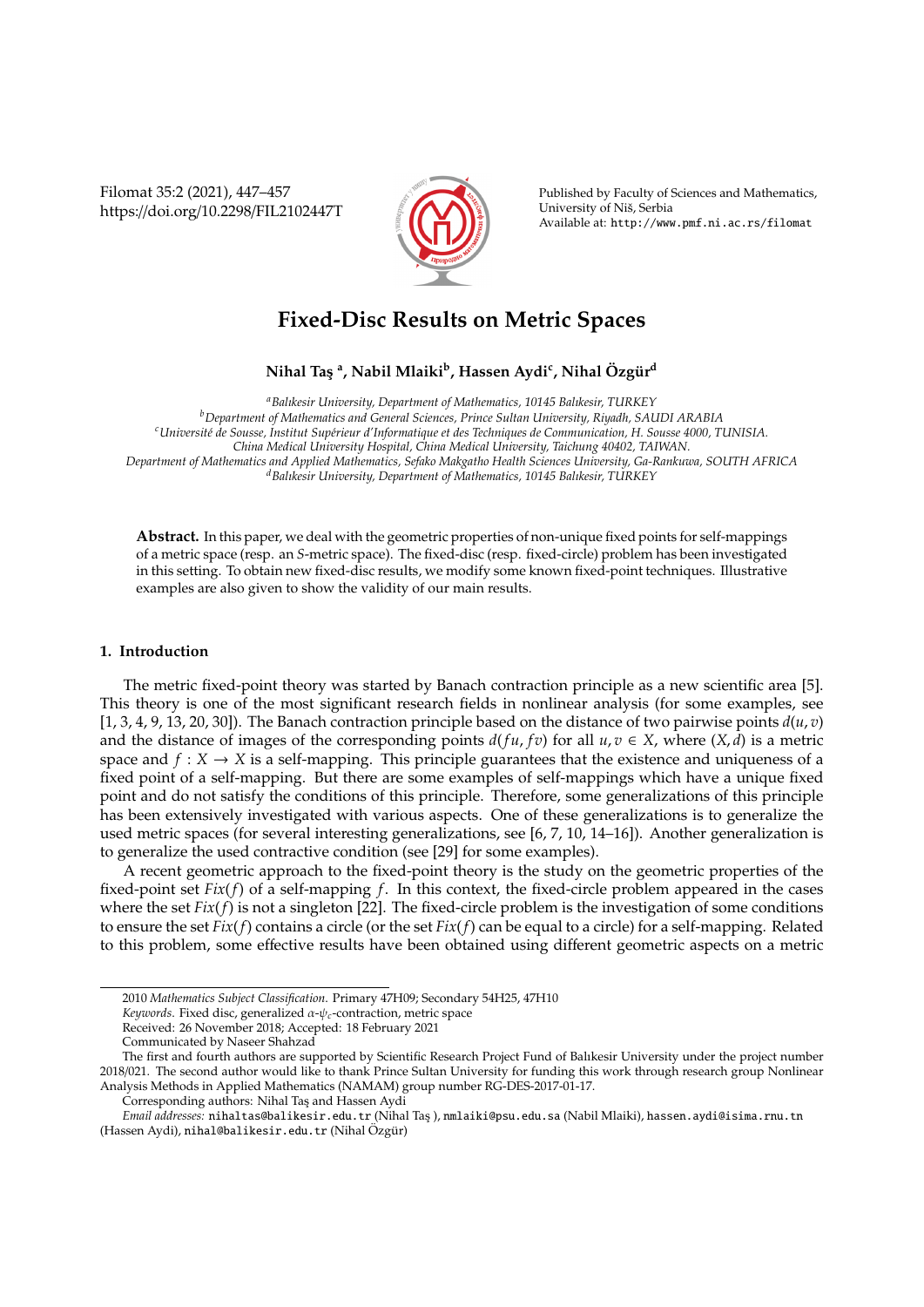# Fixed-Disc Results on Metric Spaces

**Nihal Taş [a], Nabil Mlaiki[b], Hassen Aydi[c], Nihal Özgür[d]**

[a] *Balıkesir University, Department of Mathematics, 10145 Balıkesir, TURKEY*
[b] *Department of Mathematics and General Sciences, Prince Sultan University, Riyadh, SAUDI ARABIA*
[c] *Université de Sousse, Institut Supérieur d'Informatique et des Techniques de Communication, H. Sousse 4000, TUNISIA.*
*China Medical University Hospital, China Medical University, Taichung 40402, TAIWAN.*
*Department of Mathematics and Applied Mathematics, Sefako Makgatho Health Sciences University, Ga-Rankuwa, SOUTH AFRICA*
[d] *Balıkesir University, Department of Mathematics, 10145 Balıkesir, TURKEY*

**Abstract.** In this paper, we deal with the geometric properties of non-unique fixed points for self-mappings of a metric space (resp. an *S*-metric space). The fixed-disc (resp. fixed-circle) problem has been investigated in this setting. To obtain new fixed-disc results, we modify some known fixed-point techniques. Illustrative examples are also given to show the validity of our main results.

## 1. Introduction

The metric fixed-point theory was started by Banach contraction principle as a new scientific area [5]. This theory is one of the most significant research fields in nonlinear analysis (for some examples, see [1, 3, 4, 9, 13, 20, 30]). The Banach contraction principle based on the distance of two pairwise points $d(u, v)$ and the distance of images of the corresponding points $d(fu, fv)$ for all $u, v \in X$, where $(X, d)$ is a metric space and $f : X \to X$ is a self-mapping. This principle guarantees that the existence and uniqueness of a fixed point of a self-mapping. But there are some examples of self-mappings which have a unique fixed point and do not satisfy the conditions of this principle. Therefore, some generalizations of this principle has been extensively investigated with various aspects. One of these generalizations is to generalize the used metric spaces (for several interesting generalizations, see [6, 7, 10, 14–16]). Another generalization is to generalize the used contractive condition (see [29] for some examples).

A recent geometric approach to the fixed-point theory is the study on the geometric properties of the fixed-point set $Fix(f)$ of a self-mapping $f$. In this context, the fixed-circle problem appeared in the cases where the set $Fix(f)$ is not a singleton [22]. The fixed-circle problem is the investigation of some conditions to ensure the set $Fix(f)$ contains a circle (or the set $Fix(f)$ can be equal to a circle) for a self-mapping. Related to this problem, some effective results have been obtained using different geometric aspects on a metric

---

2010 *Mathematics Subject Classification*. Primary 47H09; Secondary 54H25, 47H10
*Keywords*. Fixed disc, generalized $\alpha$-$\psi_c$-contraction, metric space
Received: 26 November 2018; Accepted: 18 February 2021
Communicated by Naseer Shahzad
The first and fourth authors are supported by Scientific Research Project Fund of Balıkesir University under the project number 2018/021. The second author would like to thank Prince Sultan University for funding this work through research group Nonlinear Analysis Methods in Applied Mathematics (NAMAM) group number RG-DES-2017-01-17.
Corresponding authors: Nihal Taş and Hassen Aydi
*Email addresses:* nihaltas@balikesir.edu.tr (Nihal Taş ), nmlaiki@psu.edu.sa (Nabil Mlaiki), hassen.aydi@isima.rnu.tn (Hassen Aydi), nihal@balikesir.edu.tr (Nihal Özgür)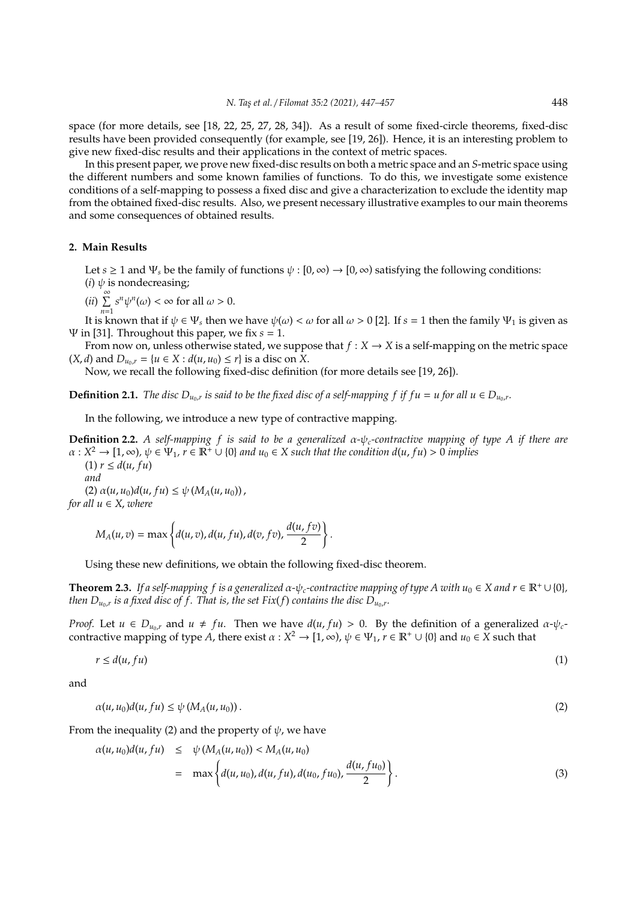space (for more details, see [18, 22, 25, 27, 28, 34]). As a result of some fixed-circle theorems, fixed-disc results have been provided consequently (for example, see [19, 26]). Hence, it is an interesting problem to give new fixed-disc results and their applications in the context of metric spaces.

In this present paper, we prove new fixed-disc results on both a metric space and an $S$-metric space using the different numbers and some known families of functions. To do this, we investigate some existence conditions of a self-mapping to possess a fixed disc and give a characterization to exclude the identity map from the obtained fixed-disc results. Also, we present necessary illustrative examples to our main theorems and some consequences of obtained results.

## 2. Main Results

Let $s \geq 1$ and $\Psi_s$ be the family of functions $\psi : [0, \infty) \to [0, \infty)$ satisfying the following conditions:
$(i)$ $\psi$ is nondecreasing;
$(ii)$ $\sum_{n=1}^{\infty} s^n \psi^n(\omega) < \infty$ for all $\omega > 0$.

It is known that if $\psi \in \Psi_s$ then we have $\psi(\omega) < \omega$ for all $\omega > 0$ [2]. If $s = 1$ then the family $\Psi_1$ is given as $\Psi$ in [31]. Throughout this paper, we fix $s = 1$.

From now on, unless otherwise stated, we suppose that $f : X \to X$ is a self-mapping on the metric space $(X, d)$ and $D_{u_0,r} = \{u \in X : d(u, u_0) \leq r\}$ is a disc on $X$.

Now, we recall the following fixed-disc definition (for more details see [19, 26]).

**Definition 2.1.** *The disc $D_{u_0,r}$ is said to be the fixed disc of a self-mapping $f$ if $fu = u$ for all $u \in D_{u_0,r}$.*

In the following, we introduce a new type of contractive mapping.

**Definition 2.2.** *A self-mapping $f$ is said to be a generalized $\alpha$-$\psi_c$-contractive mapping of type A if there are $\alpha : X^2 \to [1, \infty)$, $\psi \in \Psi_1$, $r \in \mathbb{R}^+ \cup \{0\}$ and $u_0 \in X$ such that the condition $d(u, fu) > 0$ implies*
(1) $r \leq d(u, fu)$
*and*
(2) $\alpha(u, u_0)d(u, fu) \leq \psi(M_A(u, u_0))$,
*for all $u \in X$, where*

$$M_A(u, v) = \max\left\{d(u, v), d(u, fu), d(v, fv), \frac{d(u, fv)}{2}\right\}.$$

Using these new definitions, we obtain the following fixed-disc theorem.

**Theorem 2.3.** *If a self-mapping $f$ is a generalized $\alpha$-$\psi_c$-contractive mapping of type A with $u_0 \in X$ and $r \in \mathbb{R}^+ \cup \{0\}$, then $D_{u_0,r}$ is a fixed disc of $f$. That is, the set $Fix(f)$ contains the disc $D_{u_0,r}$.*

*Proof.* Let $u \in D_{u_0,r}$ and $u \neq fu$. Then we have $d(u, fu) > 0$. By the definition of a generalized $\alpha$-$\psi_c$-contractive mapping of type $A$, there exist $\alpha : X^2 \to [1, \infty)$, $\psi \in \Psi_1$, $r \in \mathbb{R}^+ \cup \{0\}$ and $u_0 \in X$ such that

$$r \leq d(u, fu) \tag{1}$$

and

$$\alpha(u, u_0)d(u, fu) \leq \psi(M_A(u, u_0)). \tag{2}$$

From the inequality (2) and the property of $\psi$, we have

$$\begin{aligned} \alpha(u, u_0)d(u, fu) &\leq \psi(M_A(u, u_0)) < M_A(u, u_0) \\ &= \max\left\{d(u, u_0), d(u, fu), d(u_0, fu_0), \frac{d(u, fu_0)}{2}\right\}. \end{aligned} \tag{3}$$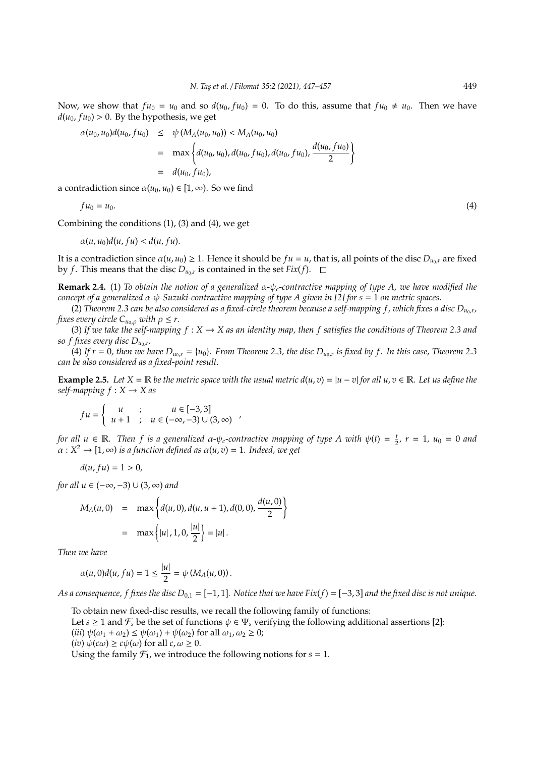Now, we show that $fu_0 = u_0$ and so $d(u_0, fu_0) = 0$. To do this, assume that $fu_0 \neq u_0$. Then we have $d(u_0, fu_0) > 0$. By the hypothesis, we get

$$\begin{aligned} \alpha(u_0, u_0)d(u_0, fu_0) &\leq \psi(M_A(u_0, u_0)) < M_A(u_0, u_0) \\ &= \max\left\{d(u_0, u_0), d(u_0, fu_0), d(u_0, fu_0), \frac{d(u_0, fu_0)}{2}\right\} \\ &= d(u_0, fu_0), \end{aligned}$$

a contradiction since $\alpha(u_0, u_0) \in [1, \infty)$. So we find

$$fu_0 = u_0. \tag{4}$$

Combining the conditions (1), (3) and (4), we get

$$\alpha(u, u_0)d(u, fu) < d(u, fu).$$

It is a contradiction since $\alpha(u, u_0) \geq 1$. Hence it should be $fu = u$, that is, all points of the disc $D_{u_0,r}$ are fixed by $f$. This means that the disc $D_{u_0,r}$ is contained in the set $Fix(f)$. □

**Remark 2.4.** (1) *To obtain the notion of a generalized $\alpha$-$\psi_c$-contractive mapping of type A, we have modified the concept of a generalized $\alpha$-$\psi$-Suzuki-contractive mapping of type A given in [2] for $s = 1$ on metric spaces.*

(2) *Theorem 2.3 can be also considered as a fixed-circle theorem because a self-mapping $f$, which fixes a disc $D_{u_0,r}$, fixes every circle $C_{u_0,\rho}$ with $\rho \leq r$.*

(3) *If we take the self-mapping $f : X \to X$ as an identity map, then $f$ satisfies the conditions of Theorem 2.3 and so $f$ fixes every disc $D_{u_0,r}$.*

(4) *If $r = 0$, then we have $D_{u_0,r} = \{u_0\}$. From Theorem 2.3, the disc $D_{u_0,r}$ is fixed by $f$. In this case, Theorem 2.3 can be also considered as a fixed-point result.*

**Example 2.5.** *Let $X = \mathbb{R}$ be the metric space with the usual metric $d(u, v) = |u - v|$ for all $u, v \in \mathbb{R}$. Let us define the self-mapping $f : X \to X$ as*

$$fu = \begin{cases} u & ; \quad u \in [-3, 3] \\ u + 1 & ; \quad u \in (-\infty, -3) \cup (3, \infty) \end{cases},$$

*for all $u \in \mathbb{R}$. Then $f$ is a generalized $\alpha$-$\psi_c$-contractive mapping of type A with $\psi(t) = \frac{t}{2}$, $r = 1$, $u_0 = 0$ and $\alpha : X^2 \to [1, \infty)$ is a function defined as $\alpha(u, v) = 1$. Indeed, we get*

$$d(u, fu) = 1 > 0,$$

*for all $u \in (-\infty, -3) \cup (3, \infty)$ and*

$$\begin{aligned} M_A(u, 0) &= \max\left\{d(u, 0), d(u, u + 1), d(0, 0), \frac{d(u, 0)}{2}\right\} \\ &= \max\left\{|u|, 1, 0, \frac{|u|}{2}\right\} = |u|. \end{aligned}$$

*Then we have*

$$\alpha(u, 0)d(u, fu) = 1 \leq \frac{|u|}{2} = \psi(M_A(u, 0)).$$

*As a consequence, $f$ fixes the disc $D_{0,1} = [-1, 1]$. Notice that we have $Fix(f) = [-3, 3]$ and the fixed disc is not unique.*

To obtain new fixed-disc results, we recall the following family of functions:

Let $s \geq 1$ and $\mathcal{F}_s$ be the set of functions $\psi \in \Psi_s$ verifying the following additional assertions [2]:

($iii$) $\psi(\omega_1 + \omega_2) \leq \psi(\omega_1) + \psi(\omega_2)$ for all $\omega_1, \omega_2 \geq 0$;

($iv$) $\psi(c\omega) \geq c\psi(\omega)$ for all $c, \omega \geq 0$.

Using the family $\mathcal{F}_1$, we introduce the following notions for $s = 1$.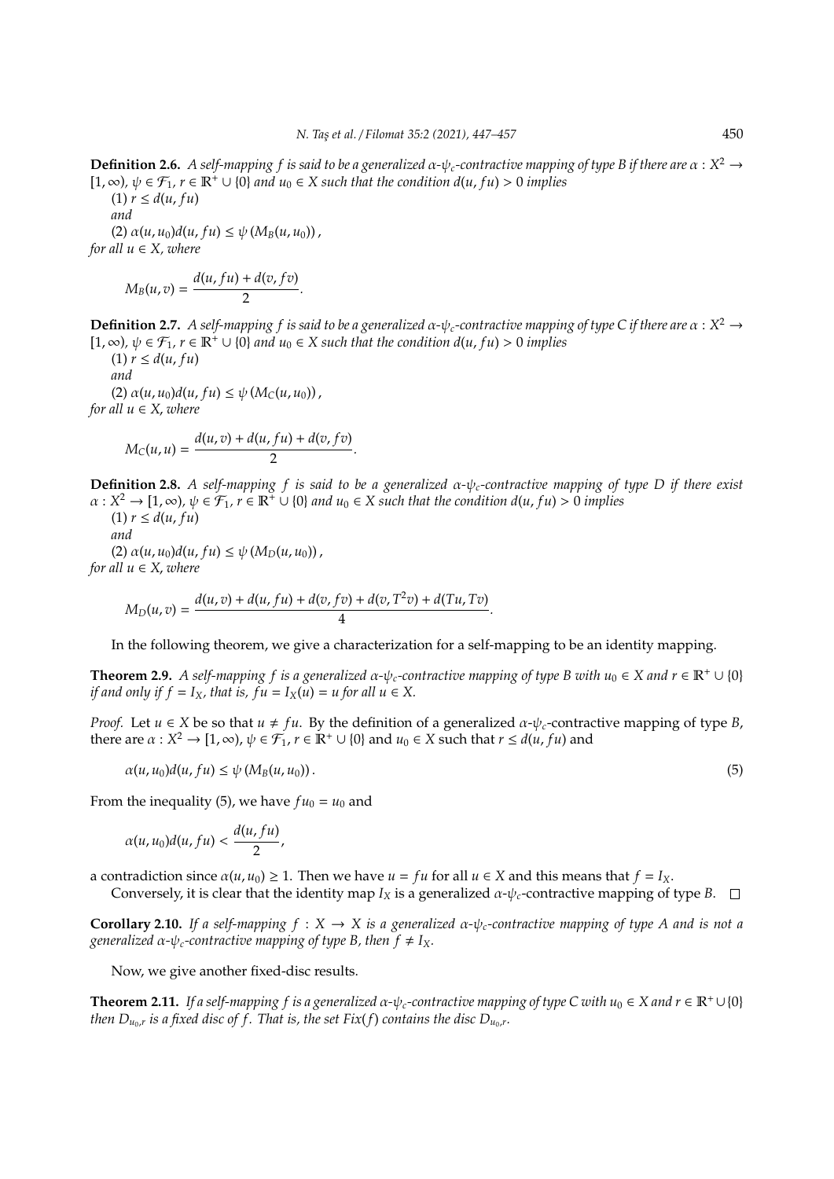**Definition 2.6.** *A self-mapping $f$ is said to be a generalized $\alpha$-$\psi_c$-contractive mapping of type B if there are $\alpha : X^2 \to [1, \infty)$, $\psi \in \mathcal{F}_1$, $r \in \mathbb{R}^+ \cup \{0\}$ and $u_0 \in X$ such that the condition $d(u, fu) > 0$ implies*

*(1) $r \leq d(u, fu)$*

*and*

*(2) $\alpha(u, u_0)d(u, fu) \leq \psi(M_B(u, u_0))$,*

*for all $u \in X$, where*

$$M_B(u, v) = \frac{d(u, fu) + d(v, fv)}{2}.$$

**Definition 2.7.** *A self-mapping $f$ is said to be a generalized $\alpha$-$\psi_c$-contractive mapping of type C if there are $\alpha : X^2 \to [1, \infty)$, $\psi \in \mathcal{F}_1$, $r \in \mathbb{R}^+ \cup \{0\}$ and $u_0 \in X$ such that the condition $d(u, fu) > 0$ implies*

*(1) $r \leq d(u, fu)$*

*and*

*(2) $\alpha(u, u_0)d(u, fu) \leq \psi(M_C(u, u_0))$,*

*for all $u \in X$, where*

$$M_C(u, u) = \frac{d(u, v) + d(u, fu) + d(v, fv)}{2}.$$

**Definition 2.8.** *A self-mapping $f$ is said to be a generalized $\alpha$-$\psi_c$-contractive mapping of type D if there exist $\alpha : X^2 \to [1, \infty)$, $\psi \in \mathcal{F}_1$, $r \in \mathbb{R}^+ \cup \{0\}$ and $u_0 \in X$ such that the condition $d(u, fu) > 0$ implies*

*(1) $r \leq d(u, fu)$*

*and*

*(2) $\alpha(u, u_0)d(u, fu) \leq \psi(M_D(u, u_0))$,*

*for all $u \in X$, where*

$$M_D(u, v) = \frac{d(u, v) + d(u, fu) + d(v, fv) + d(v, T^2v) + d(Tu, Tv)}{4}.$$

In the following theorem, we give a characterization for a self-mapping to be an identity mapping.

**Theorem 2.9.** *A self-mapping $f$ is a generalized $\alpha$-$\psi_c$-contractive mapping of type B with $u_0 \in X$ and $r \in \mathbb{R}^+ \cup \{0\}$ if and only if $f = I_X$, that is, $fu = I_X(u) = u$ for all $u \in X$.*

*Proof.* Let $u \in X$ be so that $u \neq fu$. By the definition of a generalized $\alpha$-$\psi_c$-contractive mapping of type $B$, there are $\alpha : X^2 \to [1, \infty)$, $\psi \in \mathcal{F}_1$, $r \in \mathbb{R}^+ \cup \{0\}$ and $u_0 \in X$ such that $r \leq d(u, fu)$ and

$$\alpha(u, u_0)d(u, fu) \leq \psi(M_B(u, u_0)). \tag{5}$$

From the inequality (5), we have $fu_0 = u_0$ and

$$\alpha(u, u_0)d(u, fu) < \frac{d(u, fu)}{2},$$

a contradiction since $\alpha(u, u_0) \geq 1$. Then we have $u = fu$ for all $u \in X$ and this means that $f = I_X$.

Conversely, it is clear that the identity map $I_X$ is a generalized $\alpha$-$\psi_c$-contractive mapping of type $B$. □

**Corollary 2.10.** *If a self-mapping $f : X \to X$ is a generalized $\alpha$-$\psi_c$-contractive mapping of type A and is not a generalized $\alpha$-$\psi_c$-contractive mapping of type B, then $f \neq I_X$.*

Now, we give another fixed-disc results.

**Theorem 2.11.** *If a self-mapping $f$ is a generalized $\alpha$-$\psi_c$-contractive mapping of type C with $u_0 \in X$ and $r \in \mathbb{R}^+ \cup \{0\}$ then $D_{u_0,r}$ is a fixed disc of $f$. That is, the set $Fix(f)$ contains the disc $D_{u_0,r}$.*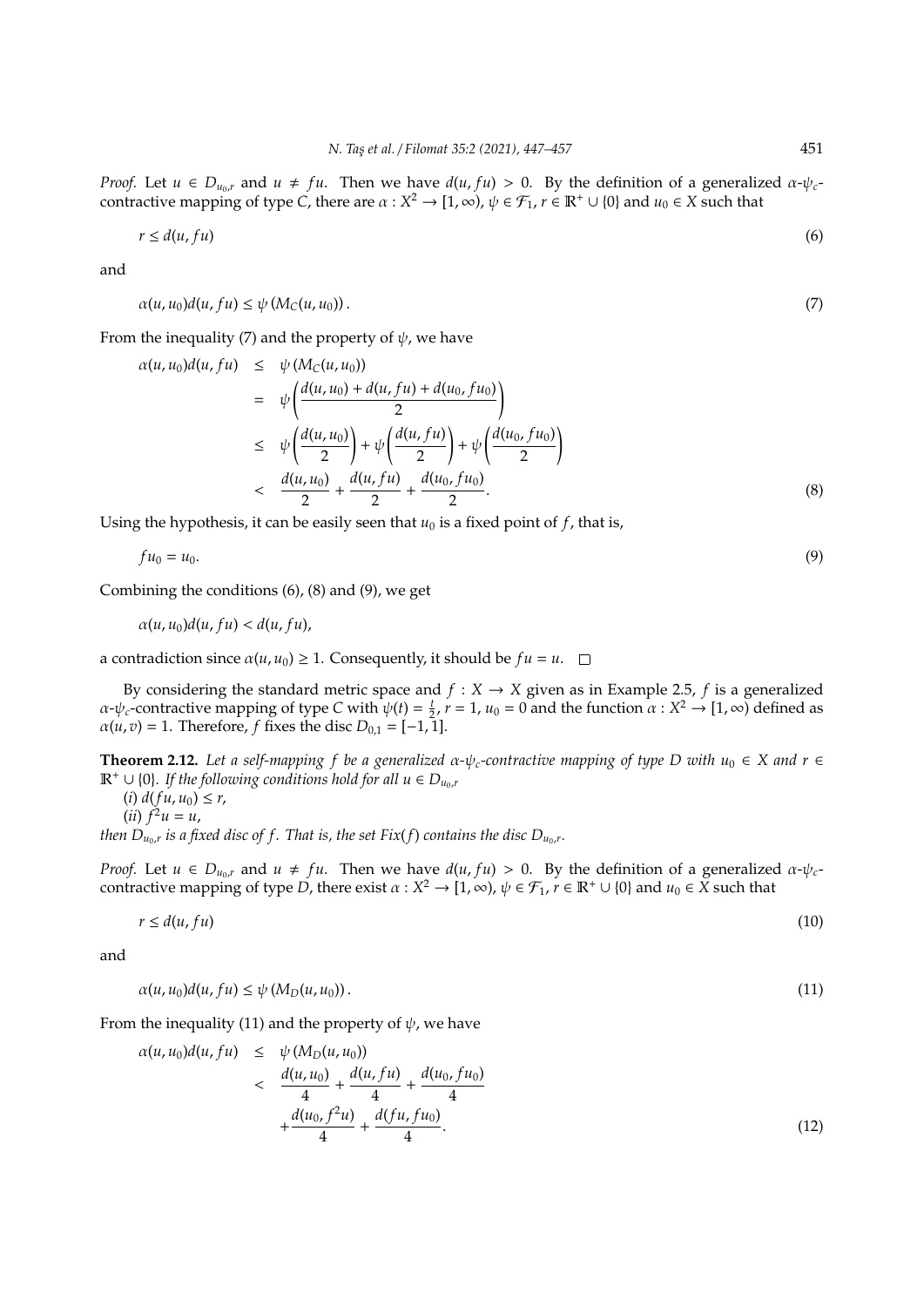*Proof.* Let $u \in D_{u_0,r}$ and $u \neq fu$. Then we have $d(u, fu) > 0$. By the definition of a generalized $\alpha$-$\psi_c$-contractive mapping of type $C$, there are $\alpha : X^2 \to [1, \infty)$, $\psi \in \mathcal{F}_1$, $r \in \mathbb{R}^+ \cup \{0\}$ and $u_0 \in X$ such that

$$r \leq d(u, fu) \tag{6}$$

and

$$\alpha(u, u_0)d(u, fu) \leq \psi\left(M_C(u, u_0)\right). \tag{7}$$

From the inequality (7) and the property of $\psi$, we have

$$\begin{aligned}
\alpha(u, u_0)d(u, fu) &\leq \psi\left(M_C(u, u_0)\right) \\
&= \psi\left(\frac{d(u, u_0) + d(u, fu) + d(u_0, fu_0)}{2}\right) \\
&\leq \psi\left(\frac{d(u, u_0)}{2}\right) + \psi\left(\frac{d(u, fu)}{2}\right) + \psi\left(\frac{d(u_0, fu_0)}{2}\right) \\
&< \frac{d(u, u_0)}{2} + \frac{d(u, fu)}{2} + \frac{d(u_0, fu_0)}{2}.
\end{aligned} \tag{8}$$

Using the hypothesis, it can be easily seen that $u_0$ is a fixed point of $f$, that is,

$$fu_0 = u_0. \tag{9}$$

Combining the conditions (6), (8) and (9), we get

$$\alpha(u, u_0)d(u, fu) < d(u, fu),$$

a contradiction since $\alpha(u, u_0) \geq 1$. Consequently, it should be $fu = u$. $\square$

By considering the standard metric space and $f : X \to X$ given as in Example 2.5, $f$ is a generalized $\alpha$-$\psi_c$-contractive mapping of type $C$ with $\psi(t) = \frac{t}{2}$, $r = 1$, $u_0 = 0$ and the function $\alpha : X^2 \to [1, \infty)$ defined as $\alpha(u, v) = 1$. Therefore, $f$ fixes the disc $D_{0,1} = [-1, 1]$.

**Theorem 2.12.** *Let a self-mapping $f$ be a generalized $\alpha$-$\psi_c$-contractive mapping of type $D$ with $u_0 \in X$ and $r \in \mathbb{R}^+ \cup \{0\}$. If the following conditions hold for all $u \in D_{u_0,r}$*

*(i) $d(fu, u_0) \leq r$,*

*(ii) $f^2u = u$,*

*then $D_{u_0,r}$ is a fixed disc of $f$. That is, the set $Fix(f)$ contains the disc $D_{u_0,r}$.*

*Proof.* Let $u \in D_{u_0,r}$ and $u \neq fu$. Then we have $d(u, fu) > 0$. By the definition of a generalized $\alpha$-$\psi_c$-contractive mapping of type $D$, there exist $\alpha : X^2 \to [1, \infty)$, $\psi \in \mathcal{F}_1$, $r \in \mathbb{R}^+ \cup \{0\}$ and $u_0 \in X$ such that

$$r \leq d(u, fu) \tag{10}$$

and

$$\alpha(u, u_0)d(u, fu) \leq \psi\left(M_D(u, u_0)\right). \tag{11}$$

From the inequality (11) and the property of $\psi$, we have

$$\begin{aligned}
\alpha(u, u_0)d(u, fu) &\leq \psi\left(M_D(u, u_0)\right) \\
&< \frac{d(u, u_0)}{4} + \frac{d(u, fu)}{4} + \frac{d(u_0, fu_0)}{4} \\
&\quad + \frac{d(u_0, f^2u)}{4} + \frac{d(fu, fu_0)}{4}.
\end{aligned} \tag{12}$$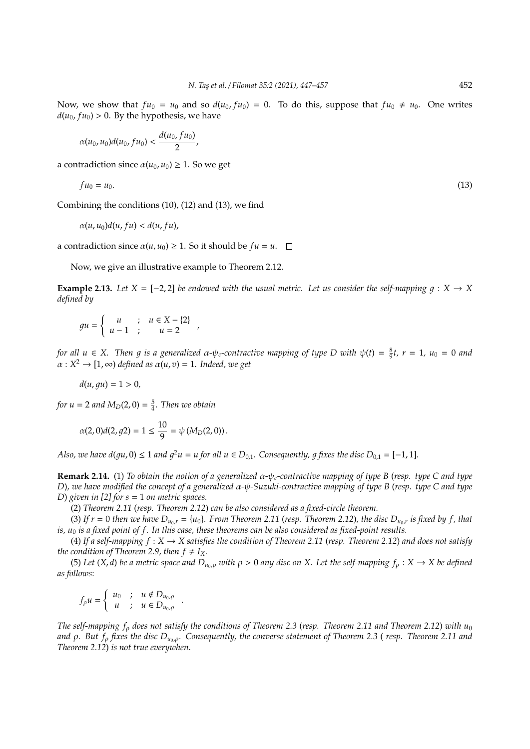Now, we show that $fu_0 = u_0$ and so $d(u_0, fu_0) = 0$. To do this, suppose that $fu_0 \neq u_0$. One writes $d(u_0, fu_0) > 0$. By the hypothesis, we have

$$\alpha(u_0, u_0)d(u_0, fu_0) < \frac{d(u_0, fu_0)}{2},$$

a contradiction since $\alpha(u_0, u_0) \geq 1$. So we get

$$fu_0 = u_0. \tag{13}$$

Combining the conditions (10), (12) and (13), we find

$$\alpha(u, u_0)d(u, fu) < d(u, fu),$$

a contradiction since $\alpha(u, u_0) \geq 1$. So it should be $fu = u$. □

Now, we give an illustrative example to Theorem 2.12.

**Example 2.13.** *Let $X = [-2, 2]$ be endowed with the usual metric. Let us consider the self-mapping $g : X \to X$ defined by*

$$gu = \begin{cases} u & ; \quad u \in X - \{2\} \\ u - 1 & ; \quad u = 2 \end{cases},$$

*for all $u \in X$. Then $g$ is a generalized $\alpha$-$\psi_c$-contractive mapping of type D with $\psi(t) = \frac{8}{9}t$, $r = 1$, $u_0 = 0$ and $\alpha : X^2 \to [1, \infty)$ defined as $\alpha(u, v) = 1$. Indeed, we get*

$$d(u, gu) = 1 > 0,$$

*for $u = 2$ and $M_D(2, 0) = \frac{5}{4}$. Then we obtain*

$$\alpha(2, 0)d(2, g2) = 1 \leq \frac{10}{9} = \psi\left(M_D(2, 0)\right).$$

*Also, we have $d(gu, 0) \leq 1$ and $g^2u = u$ for all $u \in D_{0,1}$. Consequently, $g$ fixes the disc $D_{0,1} = [-1, 1]$.*

**Remark 2.14.** (1) *To obtain the notion of a generalized $\alpha$-$\psi_c$-contractive mapping of type B (resp. type C and type D), we have modified the concept of a generalized $\alpha$-$\psi$-Suzuki-contractive mapping of type B (resp. type C and type D) given in [2] for $s = 1$ on metric spaces.*

(2) *Theorem 2.11 (resp. Theorem 2.12) can be also considered as a fixed-circle theorem.*

(3) *If $r = 0$ then we have $D_{u_0,r} = \{u_0\}$. From Theorem 2.11 (resp. Theorem 2.12), the disc $D_{u_0,r}$ is fixed by $f$, that is, $u_0$ is a fixed point of $f$. In this case, these theorems can be also considered as fixed-point results.*

(4) *If a self-mapping $f : X \to X$ satisfies the condition of Theorem 2.11 (resp. Theorem 2.12) and does not satisfy the condition of Theorem 2.9, then $f \neq I_X$.*

(5) *Let $(X, d)$ be a metric space and $D_{u_0,\rho}$ with $\rho > 0$ any disc on $X$. Let the self-mapping $f_\rho : X \to X$ be defined as follows:*

$$f_\rho u = \begin{cases} u_0 & ; \quad u \notin D_{u_0,\rho} \\ u & ; \quad u \in D_{u_0,\rho} \end{cases}.$$

*The self-mapping $f_\rho$ does not satisfy the conditions of Theorem 2.3 (resp. Theorem 2.11 and Theorem 2.12) with $u_0$ and $\rho$. But $f_\rho$ fixes the disc $D_{u_0,\rho}$. Consequently, the converse statement of Theorem 2.3 ( resp. Theorem 2.11 and Theorem 2.12) is not true everywhen.*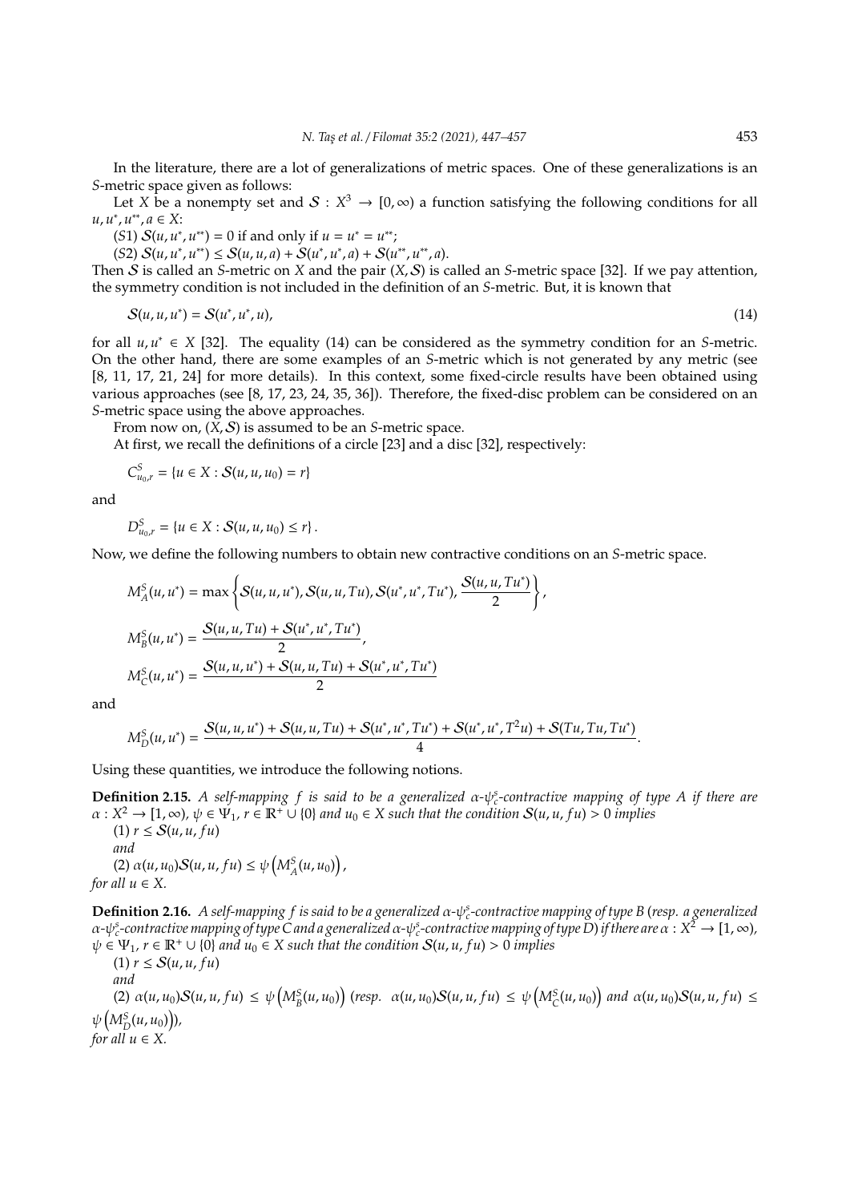In the literature, there are a lot of generalizations of metric spaces. One of these generalizations is an $S$-metric space given as follows:

Let $X$ be a nonempty set and $\mathcal{S} : X^3 \to [0, \infty)$ a function satisfying the following conditions for all $u, u^*, u^{**}, a \in X$:

(S1) $\mathcal{S}(u, u^*, u^{**}) = 0$ if and only if $u = u^* = u^{**}$;

(S2) $\mathcal{S}(u, u^*, u^{**}) \leq \mathcal{S}(u, u, a) + \mathcal{S}(u^*, u^*, a) + \mathcal{S}(u^{**}, u^{**}, a)$.

Then $\mathcal{S}$ is called an $S$-metric on $X$ and the pair $(X, \mathcal{S})$ is called an $S$-metric space [32]. If we pay attention, the symmetry condition is not included in the definition of an $S$-metric. But, it is known that

$$\mathcal{S}(u, u, u^*) = \mathcal{S}(u^*, u^*, u), \tag{14}$$

for all $u, u^* \in X$ [32]. The equality (14) can be considered as the symmetry condition for an $S$-metric. On the other hand, there are some examples of an $S$-metric which is not generated by any metric (see [8, 11, 17, 21, 24] for more details). In this context, some fixed-circle results have been obtained using various approaches (see [8, 17, 23, 24, 35, 36]). Therefore, the fixed-disc problem can be considered on an $S$-metric space using the above approaches.

From now on, $(X, \mathcal{S})$ is assumed to be an $S$-metric space.

At first, we recall the definitions of a circle [23] and a disc [32], respectively:

$$C^S_{u_0,r} = \{u \in X : \mathcal{S}(u, u, u_0) = r\}$$

and

$$D^S_{u_0,r} = \{u \in X : \mathcal{S}(u, u, u_0) \leq r\}.$$

Now, we define the following numbers to obtain new contractive conditions on an $S$-metric space.

$$M^S_A(u, u^*) = \max\left\{\mathcal{S}(u, u, u^*), \mathcal{S}(u, u, Tu), \mathcal{S}(u^*, u^*, Tu^*), \frac{\mathcal{S}(u, u, Tu^*)}{2}\right\},$$

$$M^S_B(u, u^*) = \frac{\mathcal{S}(u, u, Tu) + \mathcal{S}(u^*, u^*, Tu^*)}{2},$$

$$M^S_C(u, u^*) = \frac{\mathcal{S}(u, u, u^*) + \mathcal{S}(u, u, Tu) + \mathcal{S}(u^*, u^*, Tu^*)}{2}$$

and

$$M^S_D(u, u^*) = \frac{\mathcal{S}(u, u, u^*) + \mathcal{S}(u, u, Tu) + \mathcal{S}(u^*, u^*, Tu^*) + \mathcal{S}(u^*, u^*, T^2u) + \mathcal{S}(Tu, Tu, Tu^*)}{4}.$$

Using these quantities, we introduce the following notions.

**Definition 2.15.** *A self-mapping $f$ is said to be a generalized $\alpha$-$\psi^s_c$-contractive mapping of type A if there are $\alpha : X^2 \to [1, \infty)$, $\psi \in \Psi_1$, $r \in \mathbb{R}^+ \cup \{0\}$ and $u_0 \in X$ such that the condition $\mathcal{S}(u, u, fu) > 0$ implies*

*(1) $r \leq \mathcal{S}(u, u, fu)$*

*and*

*(2) $\alpha(u, u_0)\mathcal{S}(u, u, fu) \leq \psi\left(M^S_A(u, u_0)\right)$,*

*for all $u \in X$.*

**Definition 2.16.** *A self-mapping $f$ is said to be a generalized $\alpha$-$\psi^s_c$-contractive mapping of type B (resp. a generalized $\alpha$-$\psi^s_c$-contractive mapping of type C and a generalized $\alpha$-$\psi^s_c$-contractive mapping of type D) if there are $\alpha : X^2 \to [1, \infty)$, $\psi \in \Psi_1$, $r \in \mathbb{R}^+ \cup \{0\}$ and $u_0 \in X$ such that the condition $\mathcal{S}(u, u, fu) > 0$ implies*

*(1) $r \leq \mathcal{S}(u, u, fu)$*

*and*

*(2) $\alpha(u, u_0)\mathcal{S}(u, u, fu) \leq \psi\left(M^S_B(u, u_0)\right)$ (resp. $\alpha(u, u_0)\mathcal{S}(u, u, fu) \leq \psi\left(M^S_C(u, u_0)\right)$ and $\alpha(u, u_0)\mathcal{S}(u, u, fu) \leq \psi\left(M^S_D(u, u_0)\right)$),*

*for all $u \in X$.*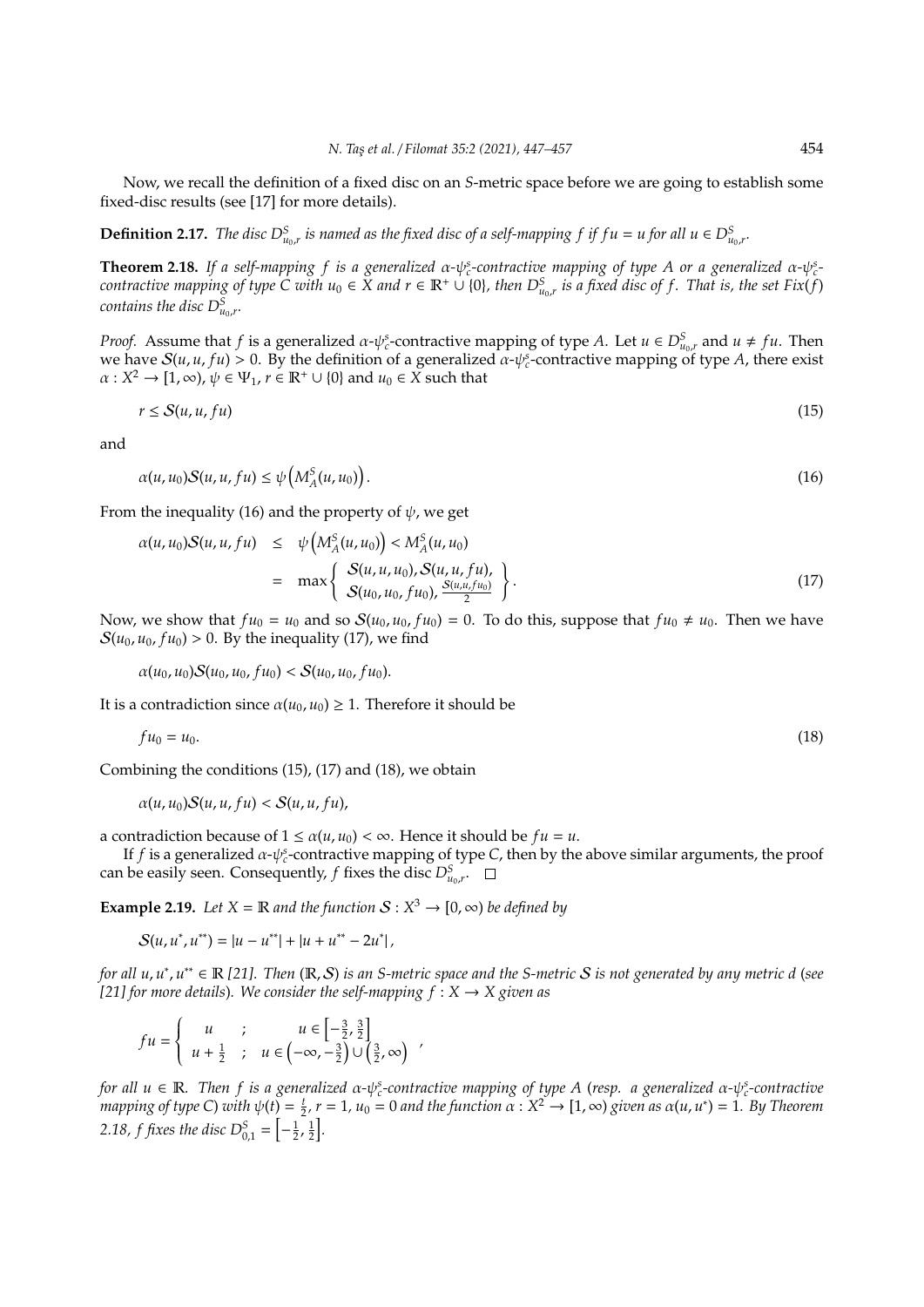Now, we recall the definition of a fixed disc on an $S$-metric space before we are going to establish some fixed-disc results (see [17] for more details).

**Definition 2.17.** *The disc $D^S_{u_0,r}$ is named as the fixed disc of a self-mapping $f$ if $fu = u$ for all $u \in D^S_{u_0,r}$.*

**Theorem 2.18.** *If a self-mapping $f$ is a generalized $\alpha$-$\psi^s_c$-contractive mapping of type $A$ or a generalized $\alpha$-$\psi^s_c$-contractive mapping of type $C$ with $u_0 \in X$ and $r \in \mathbb{R}^+ \cup \{0\}$, then $D^S_{u_0,r}$ is a fixed disc of $f$. That is, the set $Fix(f)$ contains the disc $D^S_{u_0,r}$.*

*Proof.* Assume that $f$ is a generalized $\alpha$-$\psi^s_c$-contractive mapping of type $A$. Let $u \in D^S_{u_0,r}$ and $u \neq fu$. Then we have $\mathcal{S}(u, u, fu) > 0$. By the definition of a generalized $\alpha$-$\psi^s_c$-contractive mapping of type $A$, there exist $\alpha : X^2 \to [1, \infty)$, $\psi \in \Psi_1$, $r \in \mathbb{R}^+ \cup \{0\}$ and $u_0 \in X$ such that

$$r \leq \mathcal{S}(u, u, fu) \tag{15}$$

and

$$\alpha(u, u_0)\mathcal{S}(u, u, fu) \leq \psi\left(M^S_A(u, u_0)\right). \tag{16}$$

From the inequality (16) and the property of $\psi$, we get

$$\begin{aligned} \alpha(u, u_0)\mathcal{S}(u, u, fu) &\leq \psi\left(M^S_A(u, u_0)\right) < M^S_A(u, u_0) \\ &= \max\left\{ \begin{array}{c} \mathcal{S}(u, u, u_0), \mathcal{S}(u, u, fu), \\ \mathcal{S}(u_0, u_0, fu_0), \frac{\mathcal{S}(u,u,fu_0)}{2} \end{array} \right\}. \end{aligned} \tag{17}$$

Now, we show that $fu_0 = u_0$ and so $\mathcal{S}(u_0, u_0, fu_0) = 0$. To do this, suppose that $fu_0 \neq u_0$. Then we have $\mathcal{S}(u_0, u_0, fu_0) > 0$. By the inequality (17), we find

$$\alpha(u_0, u_0)\mathcal{S}(u_0, u_0, fu_0) < \mathcal{S}(u_0, u_0, fu_0).$$

It is a contradiction since $\alpha(u_0, u_0) \geq 1$. Therefore it should be

$$fu_0 = u_0. \tag{18}$$

Combining the conditions (15), (17) and (18), we obtain

$$\alpha(u, u_0)\mathcal{S}(u, u, fu) < \mathcal{S}(u, u, fu),$$

a contradiction because of $1 \leq \alpha(u, u_0) < \infty$. Hence it should be $fu = u$.

If $f$ is a generalized $\alpha$-$\psi^s_c$-contractive mapping of type $C$, then by the above similar arguments, the proof can be easily seen. Consequently, $f$ fixes the disc $D^S_{u_0,r}$. □

**Example 2.19.** *Let $X = \mathbb{R}$ and the function $\mathcal{S} : X^3 \to [0, \infty)$ be defined by*

$$\mathcal{S}(u, u^*, u^{**}) = |u - u^{**}| + |u + u^{**} - 2u^*|,$$

*for all $u, u^*, u^{**} \in \mathbb{R}$ [21]. Then $(\mathbb{R}, \mathcal{S})$ is an $S$-metric space and the $S$-metric $\mathcal{S}$ is not generated by any metric $d$ (see [21] for more details). We consider the self-mapping $f : X \to X$ given as*

$$fu = \left\{ \begin{array}{ccc} u & ; & u \in \left[-\frac{3}{2}, \frac{3}{2}\right] \\ u + \frac{1}{2} & ; & u \in \left(-\infty, -\frac{3}{2}\right) \cup \left(\frac{3}{2}, \infty\right) \end{array} \right. ,$$

*for all $u \in \mathbb{R}$. Then $f$ is a generalized $\alpha$-$\psi^s_c$-contractive mapping of type $A$ (resp. a generalized $\alpha$-$\psi^s_c$-contractive mapping of type $C$) with $\psi(t) = \frac{t}{2}$, $r = 1$, $u_0 = 0$ and the function $\alpha : X^2 \to [1, \infty)$ given as $\alpha(u, u^*) = 1$. By Theorem 2.18, $f$ fixes the disc $D^S_{0,1} = \left[-\frac{1}{2}, \frac{1}{2}\right]$.*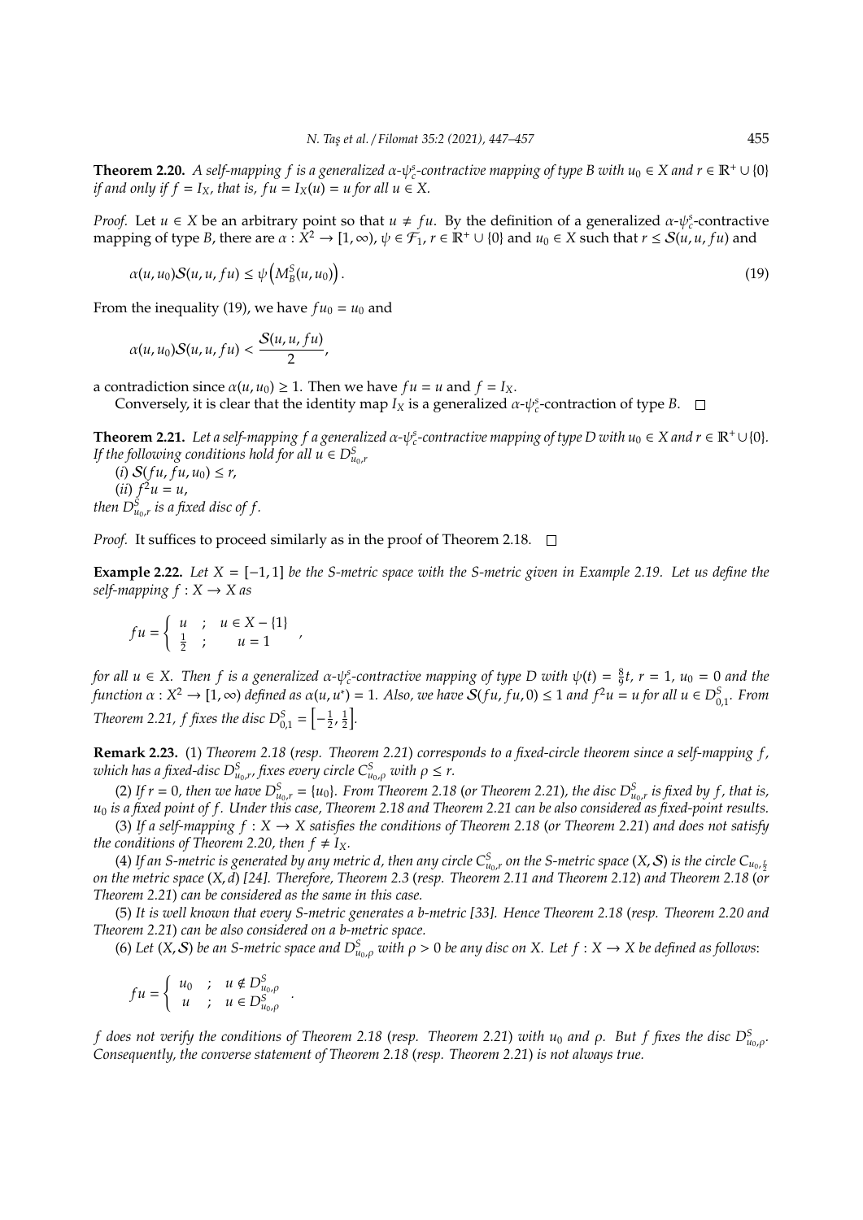**Theorem 2.20.** *A self-mapping $f$ is a generalized $\alpha$-$\psi_c^s$-contractive mapping of type $B$ with $u_0 \in X$ and $r \in \mathbb{R}^+ \cup \{0\}$ if and only if $f = I_X$, that is, $fu = I_X(u) = u$ for all $u \in X$.*

*Proof.* Let $u \in X$ be an arbitrary point so that $u \neq fu$. By the definition of a generalized $\alpha$-$\psi_c^s$-contractive mapping of type $B$, there are $\alpha : X^2 \to [1, \infty)$, $\psi \in \mathcal{F}_1$, $r \in \mathbb{R}^+ \cup \{0\}$ and $u_0 \in X$ such that $r \leq \mathcal{S}(u, u, fu)$ and

$$\alpha(u, u_0)\mathcal{S}(u, u, fu) \leq \psi\left(M_B^S(u, u_0)\right). \tag{19}$$

From the inequality (19), we have $fu_0 = u_0$ and

$$\alpha(u, u_0)\mathcal{S}(u, u, fu) < \frac{\mathcal{S}(u, u, fu)}{2},$$

a contradiction since $\alpha(u, u_0) \geq 1$. Then we have $fu = u$ and $f = I_X$.

Conversely, it is clear that the identity map $I_X$ is a generalized $\alpha$-$\psi_c^s$-contraction of type $B$. $\square$

**Theorem 2.21.** *Let a self-mapping $f$ a generalized $\alpha$-$\psi_c^s$-contractive mapping of type $D$ with $u_0 \in X$ and $r \in \mathbb{R}^+ \cup \{0\}$. If the following conditions hold for all $u \in D_{u_0,r}^S$*

*(i) $\mathcal{S}(fu, fu, u_0) \leq r$,*

*(ii) $f^2 u = u$,*

*then $D_{u_0,r}^S$ is a fixed disc of $f$.*

*Proof.* It suffices to proceed similarly as in the proof of Theorem 2.18. $\square$

**Example 2.22.** *Let $X = [-1, 1]$ be the S-metric space with the S-metric given in Example 2.19. Let us define the self-mapping $f : X \to X$ as*

$$fu = \begin{cases} u & ; \quad u \in X - \{1\} \\ \frac{1}{2} & ; \quad u = 1 \end{cases},$$

*for all $u \in X$. Then $f$ is a generalized $\alpha$-$\psi_c^s$-contractive mapping of type $D$ with $\psi(t) = \frac{8}{9}t$, $r = 1$, $u_0 = 0$ and the function $\alpha : X^2 \to [1, \infty)$ defined as $\alpha(u, u^*) = 1$. Also, we have $\mathcal{S}(fu, fu, 0) \leq 1$ and $f^2 u = u$ for all $u \in D_{0,1}^S$. From Theorem 2.21, $f$ fixes the disc $D_{0,1}^S = \left[-\frac{1}{2}, \frac{1}{2}\right]$.*

**Remark 2.23.** (1) *Theorem 2.18 (resp. Theorem 2.21) corresponds to a fixed-circle theorem since a self-mapping $f$, which has a fixed-disc $D_{u_0,r}^S$, fixes every circle $C_{u_0,\rho}^S$ with $\rho \leq r$.*

(2) *If $r = 0$, then we have $D_{u_0,r}^S = \{u_0\}$. From Theorem 2.18 (or Theorem 2.21), the disc $D_{u_0,r}^S$ is fixed by $f$, that is, $u_0$ is a fixed point of $f$. Under this case, Theorem 2.18 and Theorem 2.21 can be also considered as fixed-point results.*

(3) *If a self-mapping $f : X \to X$ satisfies the conditions of Theorem 2.18 (or Theorem 2.21) and does not satisfy the conditions of Theorem 2.20, then $f \neq I_X$.*

(4) *If an S-metric is generated by any metric $d$, then any circle $C_{u_0,r}^S$ on the S-metric space $(X, \mathcal{S})$ is the circle $C_{u_0,\frac{r}{2}}$ on the metric space $(X, d)$ [24]. Therefore, Theorem 2.3 (resp. Theorem 2.11 and Theorem 2.12) and Theorem 2.18 (or Theorem 2.21) can be considered as the same in this case.*

(5) *It is well known that every S-metric generates a b-metric [33]. Hence Theorem 2.18 (resp. Theorem 2.20 and Theorem 2.21) can be also considered on a b-metric space.*

(6) *Let $(X, \mathcal{S})$ be an S-metric space and $D_{u_0,\rho}^S$ with $\rho > 0$ be any disc on $X$. Let $f : X \to X$ be defined as follows:*

$$fu = \begin{cases} u_0 & ; \quad u \notin D_{u_0,\rho}^S \\ u & ; \quad u \in D_{u_0,\rho}^S \end{cases}.$$

*$f$ does not verify the conditions of Theorem 2.18 (resp. Theorem 2.21) with $u_0$ and $\rho$. But $f$ fixes the disc $D_{u_0,\rho}^S$. Consequently, the converse statement of Theorem 2.18 (resp. Theorem 2.21) is not always true.*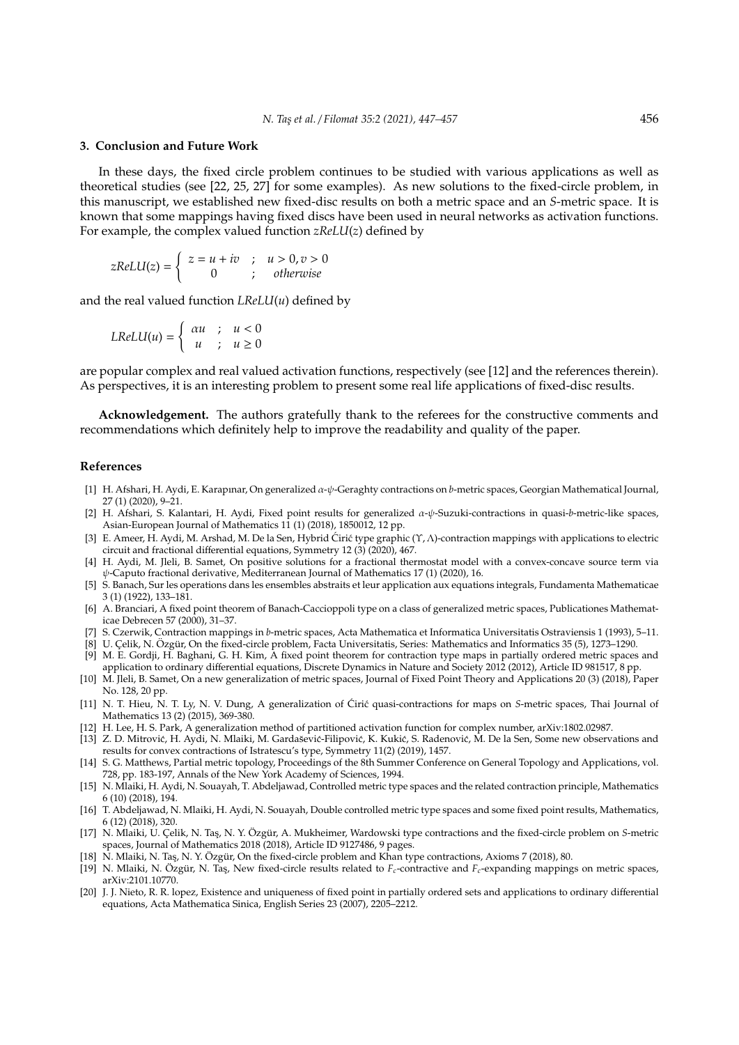## 3. Conclusion and Future Work

In these days, the fixed circle problem continues to be studied with various applications as well as theoretical studies (see [22, 25, 27] for some examples). As new solutions to the fixed-circle problem, in this manuscript, we established new fixed-disc results on both a metric space and an $S$-metric space. It is known that some mappings having fixed discs have been used in neural networks as activation functions. For example, the complex valued function $zReLU(z)$ defined by

$$zReLU(z) = \begin{cases} z = u + iv & ; \quad u > 0, v > 0 \\ 0 & ; \quad otherwise \end{cases}$$

and the real valued function $LReLU(u)$ defined by

$$LReLU(u) = \begin{cases} \alpha u & ; \quad u < 0 \\ u & ; \quad u \geq 0 \end{cases}$$

are popular complex and real valued activation functions, respectively (see [12] and the references therein). As perspectives, it is an interesting problem to present some real life applications of fixed-disc results.

**Acknowledgement.** The authors gratefully thank to the referees for the constructive comments and recommendations which definitely help to improve the readability and quality of the paper.

## References

[1] H. Afshari, H. Aydi, E. Karapınar, On generalized $\alpha$-$\psi$-Geraghty contractions on $b$-metric spaces, Georgian Mathematical Journal, 27 (1) (2020), 9–21.

[2] H. Afshari, S. Kalantari, H. Aydi, Fixed point results for generalized $\alpha$-$\psi$-Suzuki-contractions in quasi-$b$-metric-like spaces, Asian-European Journal of Mathematics 11 (1) (2018), 1850012, 12 pp.

[3] E. Ameer, H. Aydi, M. Arshad, M. De la Sen, Hybrid Ćirić type graphic $(\Upsilon, \Lambda)$-contraction mappings with applications to electric circuit and fractional differential equations, Symmetry 12 (3) (2020), 467.

[4] H. Aydi, M. Jleli, B. Samet, On positive solutions for a fractional thermostat model with a convex-concave source term via $\psi$-Caputo fractional derivative, Mediterranean Journal of Mathematics 17 (1) (2020), 16.

[5] S. Banach, Sur les operations dans les ensembles abstraits et leur application aux equations integrals, Fundamenta Mathematicae 3 (1) (1922), 133–181.

[6] A. Branciari, A fixed point theorem of Banach-Caccioppoli type on a class of generalized metric spaces, Publicationes Mathematicae Debrecen 57 (2000), 31–37.

[7] S. Czerwik, Contraction mappings in $b$-metric spaces, Acta Mathematica et Informatica Universitatis Ostraviensis 1 (1993), 5–11.

[8] U. Çelik, N. Özgür, On the fixed-circle problem, Facta Universitatis, Series: Mathematics and Informatics 35 (5), 1273–1290.

[9] M. E. Gordji, H. Baghani, G. H. Kim, A fixed point theorem for contraction type maps in partially ordered metric spaces and application to ordinary differential equations, Discrete Dynamics in Nature and Society 2012 (2012), Article ID 981517, 8 pp.

[10] M. Jleli, B. Samet, On a new generalization of metric spaces, Journal of Fixed Point Theory and Applications 20 (3) (2018), Paper No. 128, 20 pp.

[11] N. T. Hieu, N. T. Ly, N. V. Dung, A generalization of Ćirić quasi-contractions for maps on $S$-metric spaces, Thai Journal of Mathematics 13 (2) (2015), 369-380.

[12] H. Lee, H. S. Park, A generalization method of partitioned activation function for complex number, arXiv:1802.02987.

[13] Z. D. Mitrović, H. Aydi, N. Mlaiki, M. Gardašević-Filipović, K. Kukić, S. Radenović, M. De la Sen, Some new observations and results for convex contractions of Istratescu's type, Symmetry 11(2) (2019), 1457.

[14] S. G. Matthews, Partial metric topology, Proceedings of the 8th Summer Conference on General Topology and Applications, vol. 728, pp. 183-197, Annals of the New York Academy of Sciences, 1994.

[15] N. Mlaiki, H. Aydi, N. Souayah, T. Abdeljawad, Controlled metric type spaces and the related contraction principle, Mathematics 6 (10) (2018), 194.

[16] T. Abdeljawad, N. Mlaiki, H. Aydi, N. Souayah, Double controlled metric type spaces and some fixed point results, Mathematics, 6 (12) (2018), 320.

[17] N. Mlaiki, U. Çelik, N. Taş, N. Y. Özgür, A. Mukheimer, Wardowski type contractions and the fixed-circle problem on $S$-metric spaces, Journal of Mathematics 2018 (2018), Article ID 9127486, 9 pages.

[18] N. Mlaiki, N. Taş, N. Y. Özgür, On the fixed-circle problem and Khan type contractions, Axioms 7 (2018), 80.

[19] N. Mlaiki, N. Özgür, N. Taş, New fixed-circle results related to $F_c$-contractive and $F_c$-expanding mappings on metric spaces, arXiv:2101.10770.

[20] J. J. Nieto, R. R. lopez, Existence and uniqueness of fixed point in partially ordered sets and applications to ordinary differential equations, Acta Mathematica Sinica, English Series 23 (2007), 2205–2212.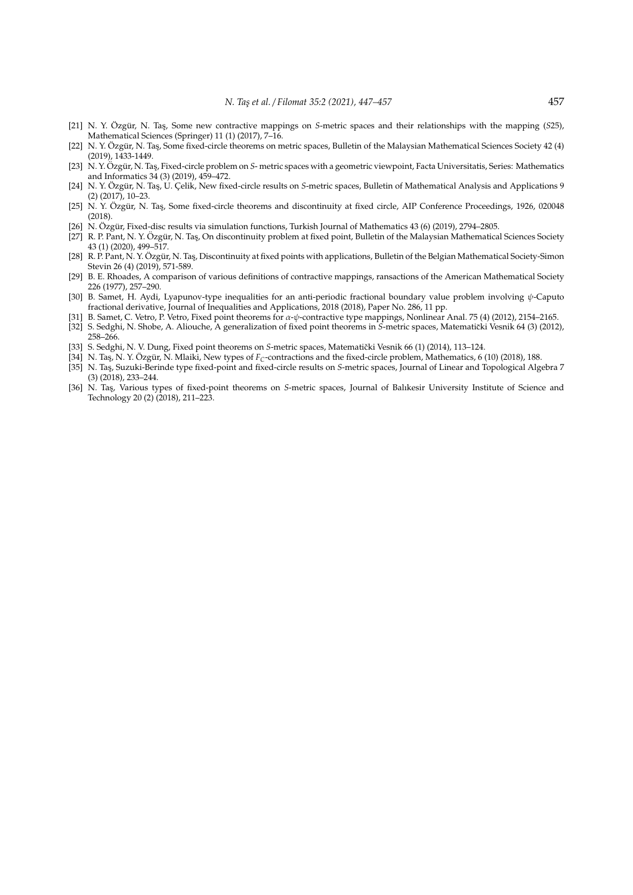[21] N. Y. Özgür, N. Taş, Some new contractive mappings on $S$-metric spaces and their relationships with the mapping ($S$25), Mathematical Sciences (Springer) 11 (1) (2017), 7–16.

[22] N. Y. Özgür, N. Taş, Some fixed-circle theorems on metric spaces, Bulletin of the Malaysian Mathematical Sciences Society 42 (4) (2019), 1433-1449.

[23] N. Y. Özgür, N. Taş, Fixed-circle problem on $S$- metric spaces with a geometric viewpoint, Facta Universitatis, Series: Mathematics and Informatics 34 (3) (2019), 459–472.

[24] N. Y. Özgür, N. Taş, U. Çelik, New fixed-circle results on $S$-metric spaces, Bulletin of Mathematical Analysis and Applications 9 (2) (2017), 10–23.

[25] N. Y. Özgür, N. Taş, Some fixed-circle theorems and discontinuity at fixed circle, AIP Conference Proceedings, 1926, 020048 (2018).

[26] N. Özgür, Fixed-disc results via simulation functions, Turkish Journal of Mathematics 43 (6) (2019), 2794–2805.

[27] R. P. Pant, N. Y. Özgür, N. Taş, On discontinuity problem at fixed point, Bulletin of the Malaysian Mathematical Sciences Society 43 (1) (2020), 499–517.

[28] R. P. Pant, N. Y. Özgür, N. Taş, Discontinuity at fixed points with applications, Bulletin of the Belgian Mathematical Society-Simon Stevin 26 (4) (2019), 571-589.

[29] B. E. Rhoades, A comparison of various definitions of contractive mappings, ransactions of the American Mathematical Society 226 (1977), 257–290.

[30] B. Samet, H. Aydi, Lyapunov-type inequalities for an anti-periodic fractional boundary value problem involving $\psi$-Caputo fractional derivative, Journal of Inequalities and Applications, 2018 (2018), Paper No. 286, 11 pp.

[31] B. Samet, C. Vetro, P. Vetro, Fixed point theorems for $\alpha$-$\psi$-contractive type mappings, Nonlinear Anal. 75 (4) (2012), 2154–2165.

[32] S. Sedghi, N. Shobe, A. Aliouche, A generalization of fixed point theorems in $S$-metric spaces, Matematički Vesnik 64 (3) (2012), 258–266.

[33] S. Sedghi, N. V. Dung, Fixed point theorems on $S$-metric spaces, Matematički Vesnik 66 (1) (2014), 113–124.

[34] N. Taş, N. Y. Özgür, N. Mlaiki, New types of $F_C$-contractions and the fixed-circle problem, Mathematics, 6 (10) (2018), 188.

[35] N. Taş, Suzuki-Berinde type fixed-point and fixed-circle results on $S$-metric spaces, Journal of Linear and Topological Algebra 7 (3) (2018), 233–244.

[36] N. Taş, Various types of fixed-point theorems on $S$-metric spaces, Journal of Balıkesir University Institute of Science and Technology 20 (2) (2018), 211–223.